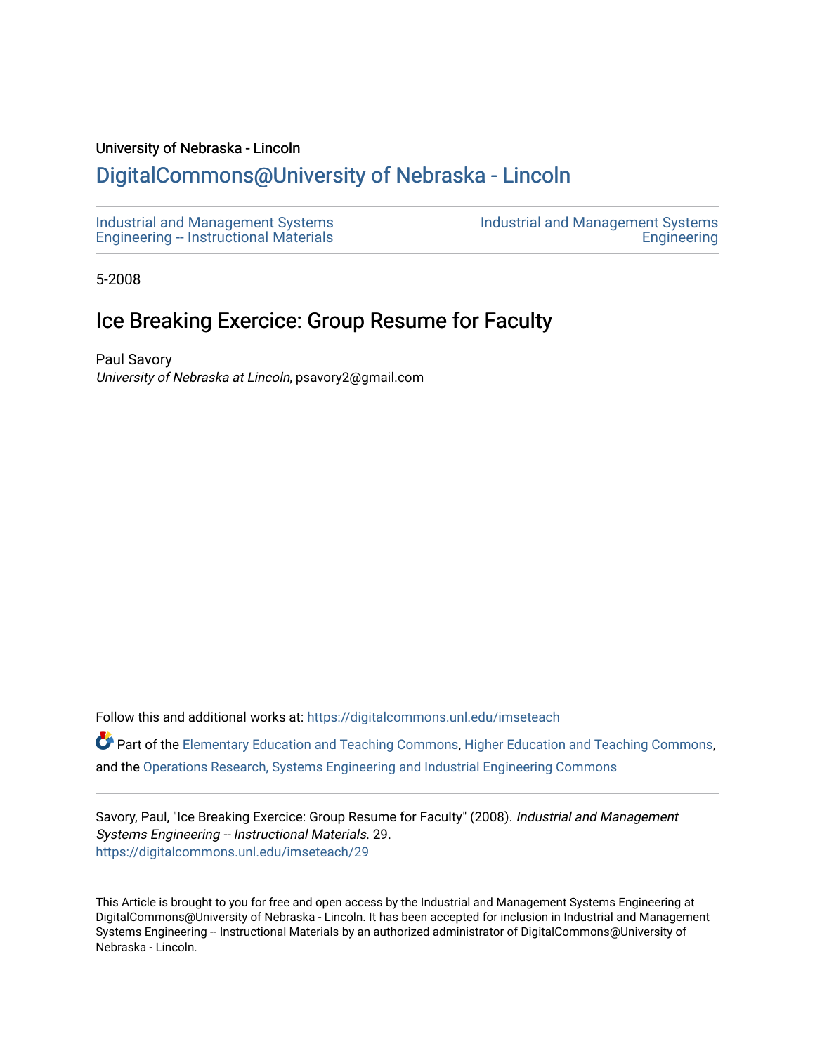University of Nebraska - Lincoln

## DigitalCommons@University of Nebraska - Lincoln

Industrial and Management Systems Engineering -- Instructional Materials

Industrial and Management Systems Engineering

5-2008

# Ice Breaking Exercice: Group Resume for Faculty

Paul Savory
*University of Nebraska at Lincoln*, psavory2@gmail.com

Follow this and additional works at: https://digitalcommons.unl.edu/imseteach

Part of the Elementary Education and Teaching Commons, Higher Education and Teaching Commons, and the Operations Research, Systems Engineering and Industrial Engineering Commons

Savory, Paul, "Ice Breaking Exercice: Group Resume for Faculty" (2008). *Industrial and Management Systems Engineering -- Instructional Materials*. 29.
https://digitalcommons.unl.edu/imseteach/29

This Article is brought to you for free and open access by the Industrial and Management Systems Engineering at DigitalCommons@University of Nebraska - Lincoln. It has been accepted for inclusion in Industrial and Management Systems Engineering -- Instructional Materials by an authorized administrator of DigitalCommons@University of Nebraska - Lincoln.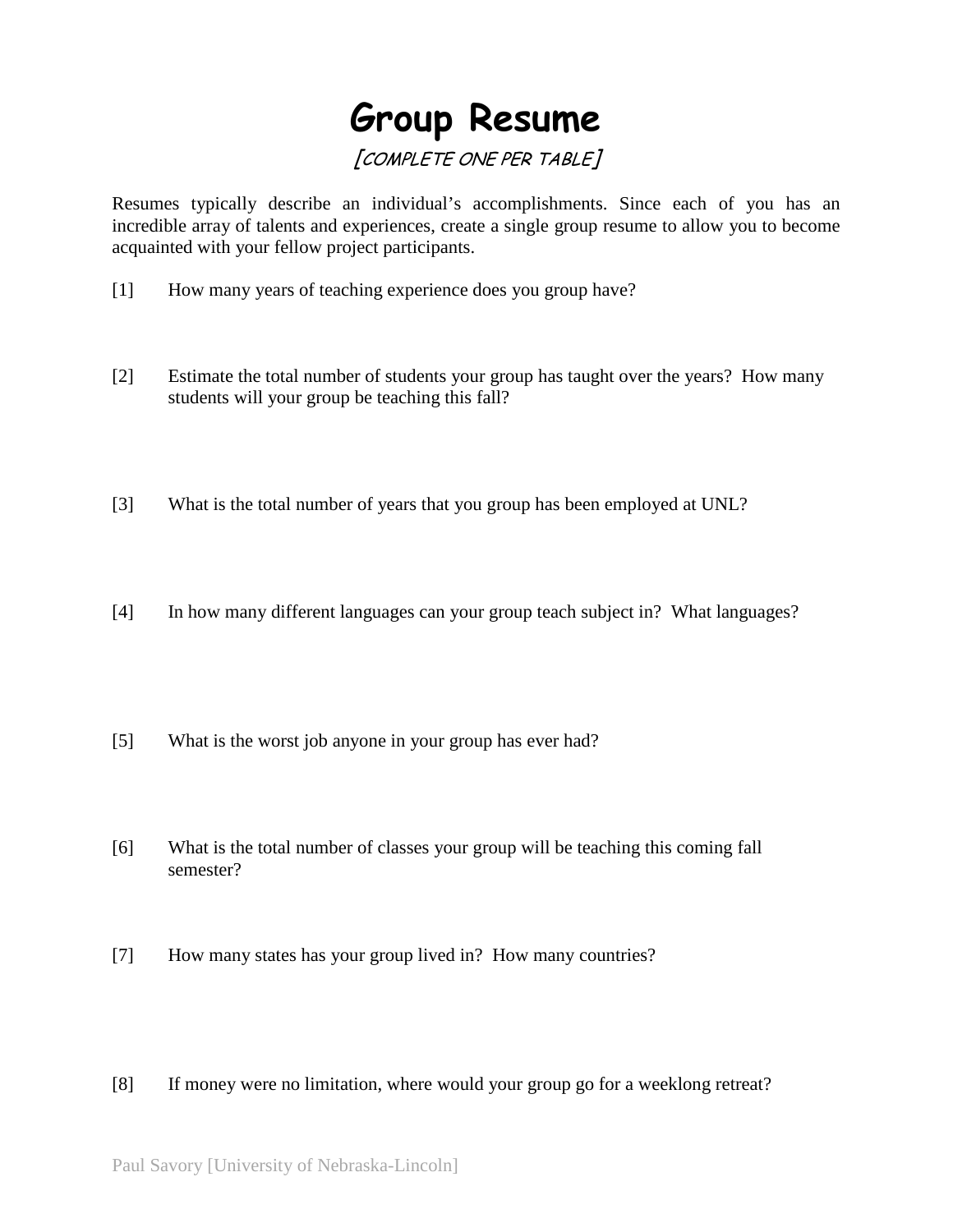# Group Resume

*[COMPLETE ONE PER TABLE]*

Resumes typically describe an individual's accomplishments. Since each of you has an incredible array of talents and experiences, create a single group resume to allow you to become acquainted with your fellow project participants.

[1] How many years of teaching experience does you group have?

[2] Estimate the total number of students your group has taught over the years? How many students will your group be teaching this fall?

[3] What is the total number of years that you group has been employed at UNL?

[4] In how many different languages can your group teach subject in? What languages?

[5] What is the worst job anyone in your group has ever had?

[6] What is the total number of classes your group will be teaching this coming fall semester?

[7] How many states has your group lived in? How many countries?

[8] If money were no limitation, where would your group go for a weeklong retreat?

Paul Savory [University of Nebraska-Lincoln]